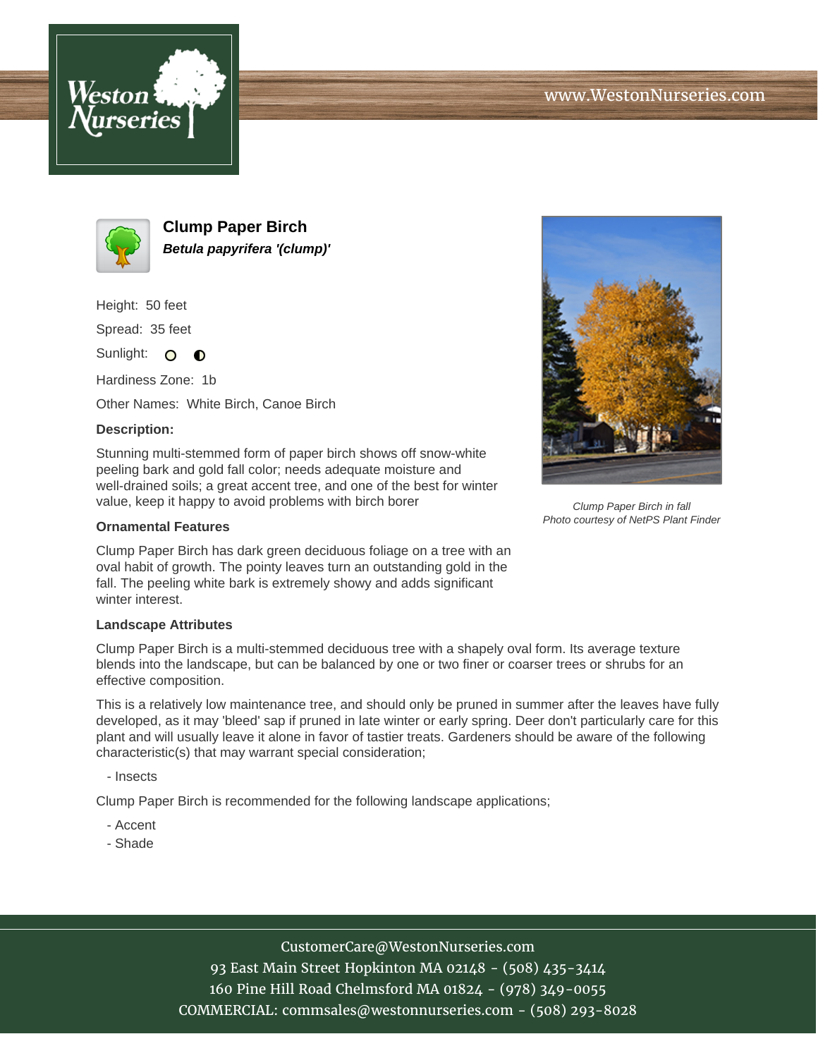# Clump Paper Birch

***Betula papyrifera '(clump)'***

Height: 50 feet

Spread: 35 feet

Sunlight:

Hardiness Zone: 1b

Other Names: White Birch, Canoe Birch

**Description:**

Stunning multi-stemmed form of paper birch shows off snow-white peeling bark and gold fall color; needs adequate moisture and well-drained soils; a great accent tree, and one of the best for winter value, keep it happy to avoid problems with birch borer

*Clump Paper Birch in fall*
*Photo courtesy of NetPS Plant Finder*

**Ornamental Features**

Clump Paper Birch has dark green deciduous foliage on a tree with an oval habit of growth. The pointy leaves turn an outstanding gold in the fall. The peeling white bark is extremely showy and adds significant winter interest.

**Landscape Attributes**

Clump Paper Birch is a multi-stemmed deciduous tree with a shapely oval form. Its average texture blends into the landscape, but can be balanced by one or two finer or coarser trees or shrubs for an effective composition.

This is a relatively low maintenance tree, and should only be pruned in summer after the leaves have fully developed, as it may 'bleed' sap if pruned in late winter or early spring. Deer don't particularly care for this plant and will usually leave it alone in favor of tastier treats. Gardeners should be aware of the following characteristic(s) that may warrant special consideration;

- Insects

Clump Paper Birch is recommended for the following landscape applications;

- Accent
- Shade

CustomerCare@WestonNurseries.com
93 East Main Street Hopkinton MA 02148 - (508) 435-3414
160 Pine Hill Road Chelmsford MA 01824 - (978) 349-0055
COMMERCIAL: commsales@westonnurseries.com - (508) 293-8028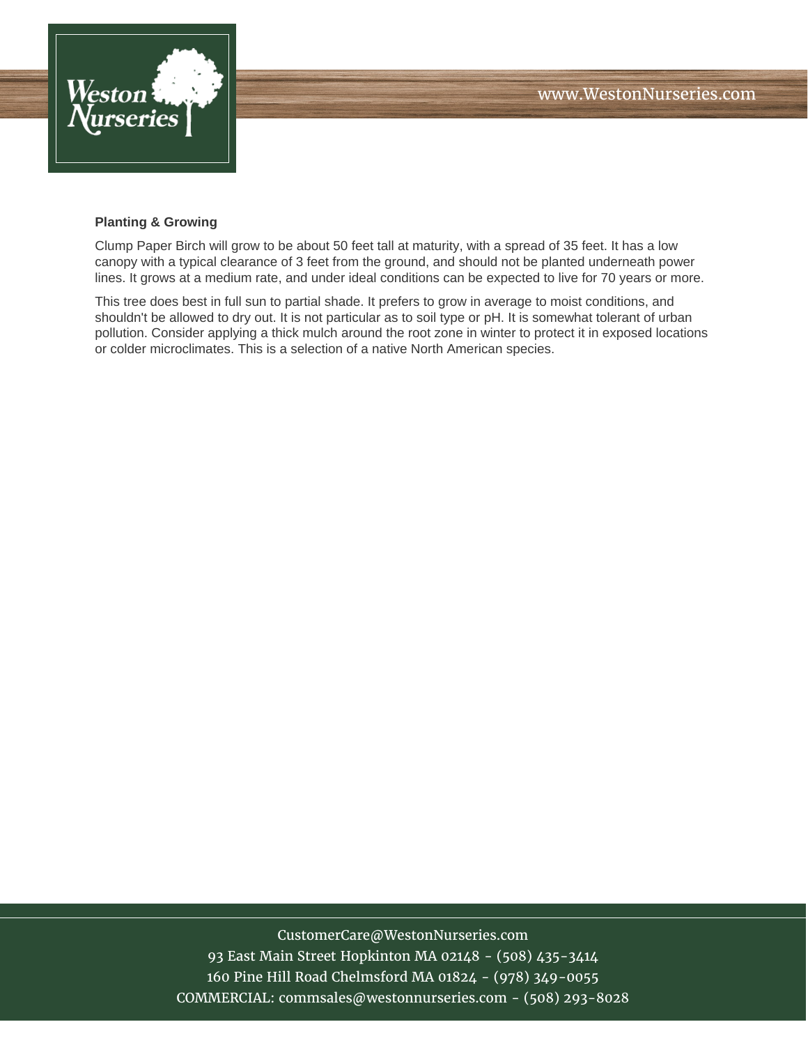### Planting & Growing

Clump Paper Birch will grow to be about 50 feet tall at maturity, with a spread of 35 feet. It has a low canopy with a typical clearance of 3 feet from the ground, and should not be planted underneath power lines. It grows at a medium rate, and under ideal conditions can be expected to live for 70 years or more.

This tree does best in full sun to partial shade. It prefers to grow in average to moist conditions, and shouldn't be allowed to dry out. It is not particular as to soil type or pH. It is somewhat tolerant of urban pollution. Consider applying a thick mulch around the root zone in winter to protect it in exposed locations or colder microclimates. This is a selection of a native North American species.